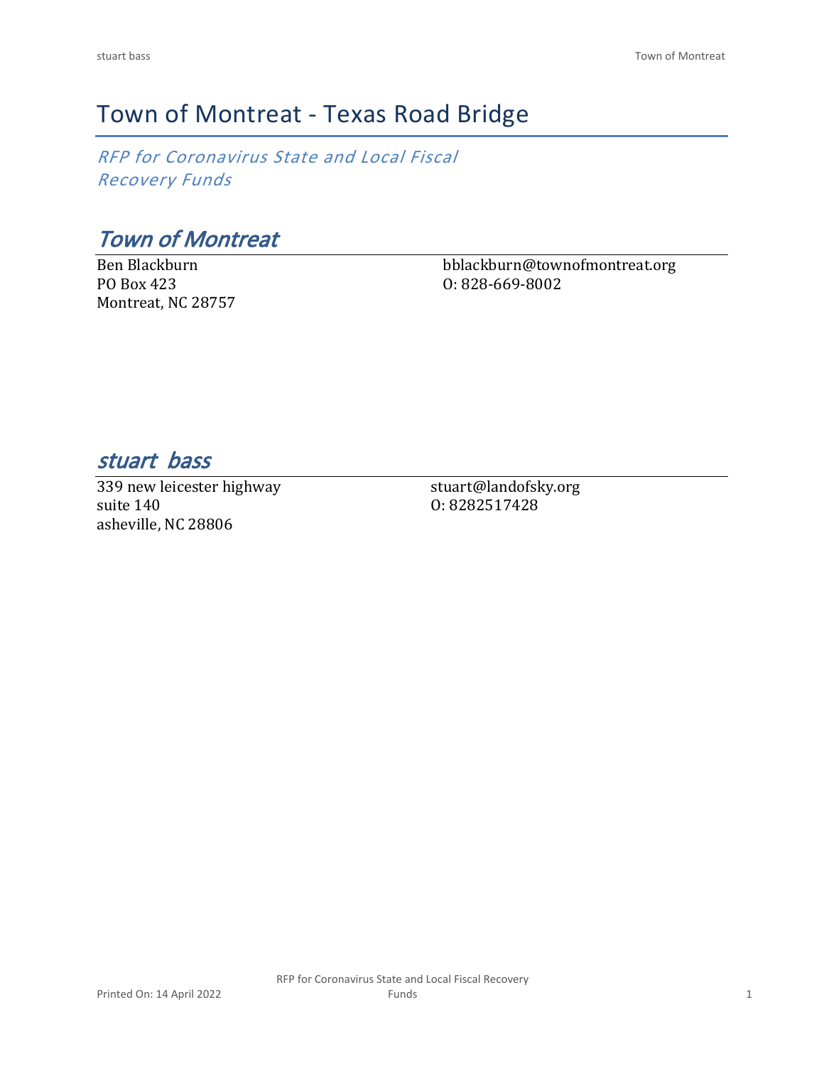# Town of Montreat - Texas Road Bridge

*RFP for Coronavirus State and Local Fiscal Recovery Funds*

## *Town of Montreat*

Ben Blackburn
PO Box 423
Montreat, NC 28757

bblackburn@townofmontreat.org
O: 828-669-8002

## *stuart bass*

339 new leicester highway
suite 140
asheville, NC 28806

stuart@landofsky.org
O: 8282517428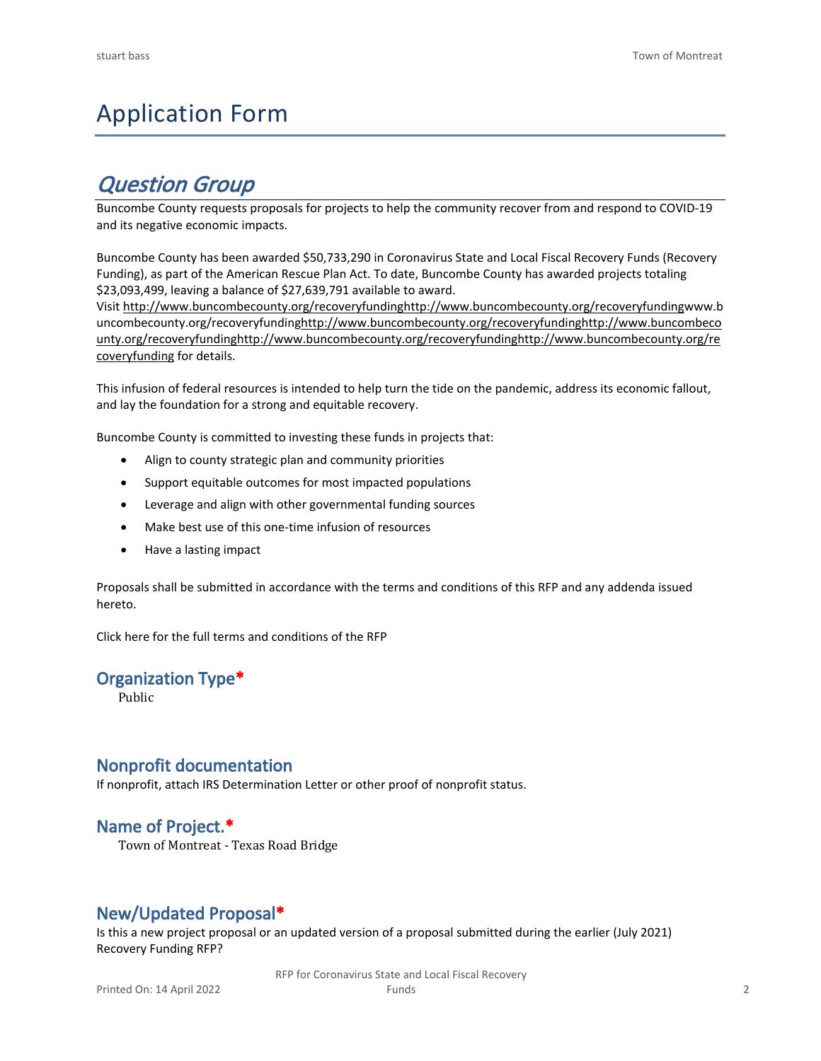# Application Form

## *Question Group*

Buncombe County requests proposals for projects to help the community recover from and respond to COVID-19 and its negative economic impacts.

Buncombe County has been awarded $50,733,290 in Coronavirus State and Local Fiscal Recovery Funds (Recovery Funding), as part of the American Rescue Plan Act. To date, Buncombe County has awarded projects totaling $23,093,499, leaving a balance of $27,639,791 available to award.
Visit http://www.buncombecounty.org/recoveryfundinghttp://www.buncombecounty.org/recoveryfundingwww.buncombecounty.org/recoveryfundinghttp://www.buncombecounty.org/recoveryfundinghttp://www.buncombecounty.org/recoveryfundinghttp://www.buncombecounty.org/recoveryfundinghttp://www.buncombecounty.org/recoveryfunding for details.

This infusion of federal resources is intended to help turn the tide on the pandemic, address its economic fallout, and lay the foundation for a strong and equitable recovery.

Buncombe County is committed to investing these funds in projects that:

- Align to county strategic plan and community priorities
- Support equitable outcomes for most impacted populations
- Leverage and align with other governmental funding sources
- Make best use of this one-time infusion of resources
- Have a lasting impact

Proposals shall be submitted in accordance with the terms and conditions of this RFP and any addenda issued hereto.

Click here for the full terms and conditions of the RFP

### Organization Type*

Public

### Nonprofit documentation

If nonprofit, attach IRS Determination Letter or other proof of nonprofit status.

### Name of Project.*

Town of Montreat - Texas Road Bridge

### New/Updated Proposal*

Is this a new project proposal or an updated version of a proposal submitted during the earlier (July 2021) Recovery Funding RFP?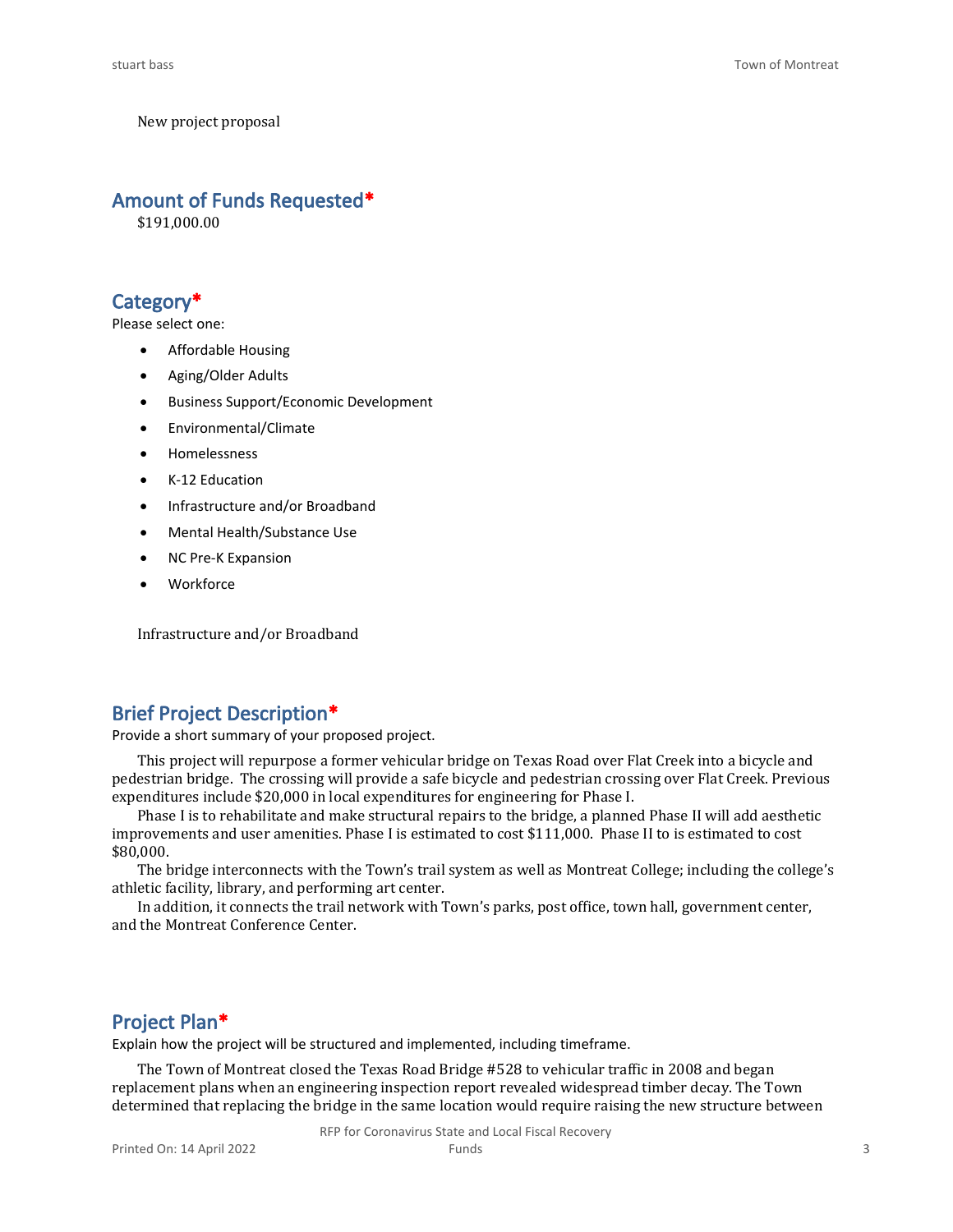New project proposal

## Amount of Funds Requested*

$191,000.00

## Category*

Please select one:

- Affordable Housing
- Aging/Older Adults
- Business Support/Economic Development
- Environmental/Climate
- Homelessness
- K-12 Education
- Infrastructure and/or Broadband
- Mental Health/Substance Use
- NC Pre-K Expansion
- Workforce

Infrastructure and/or Broadband

## Brief Project Description*

Provide a short summary of your proposed project.

This project will repurpose a former vehicular bridge on Texas Road over Flat Creek into a bicycle and pedestrian bridge. The crossing will provide a safe bicycle and pedestrian crossing over Flat Creek. Previous expenditures include $20,000 in local expenditures for engineering for Phase I.

Phase I is to rehabilitate and make structural repairs to the bridge, a planned Phase II will add aesthetic improvements and user amenities. Phase I is estimated to cost $111,000. Phase II to is estimated to cost $80,000.

The bridge interconnects with the Town's trail system as well as Montreat College; including the college's athletic facility, library, and performing art center.

In addition, it connects the trail network with Town's parks, post office, town hall, government center, and the Montreat Conference Center.

## Project Plan*

Explain how the project will be structured and implemented, including timeframe.

The Town of Montreat closed the Texas Road Bridge #528 to vehicular traffic in 2008 and began replacement plans when an engineering inspection report revealed widespread timber decay. The Town determined that replacing the bridge in the same location would require raising the new structure between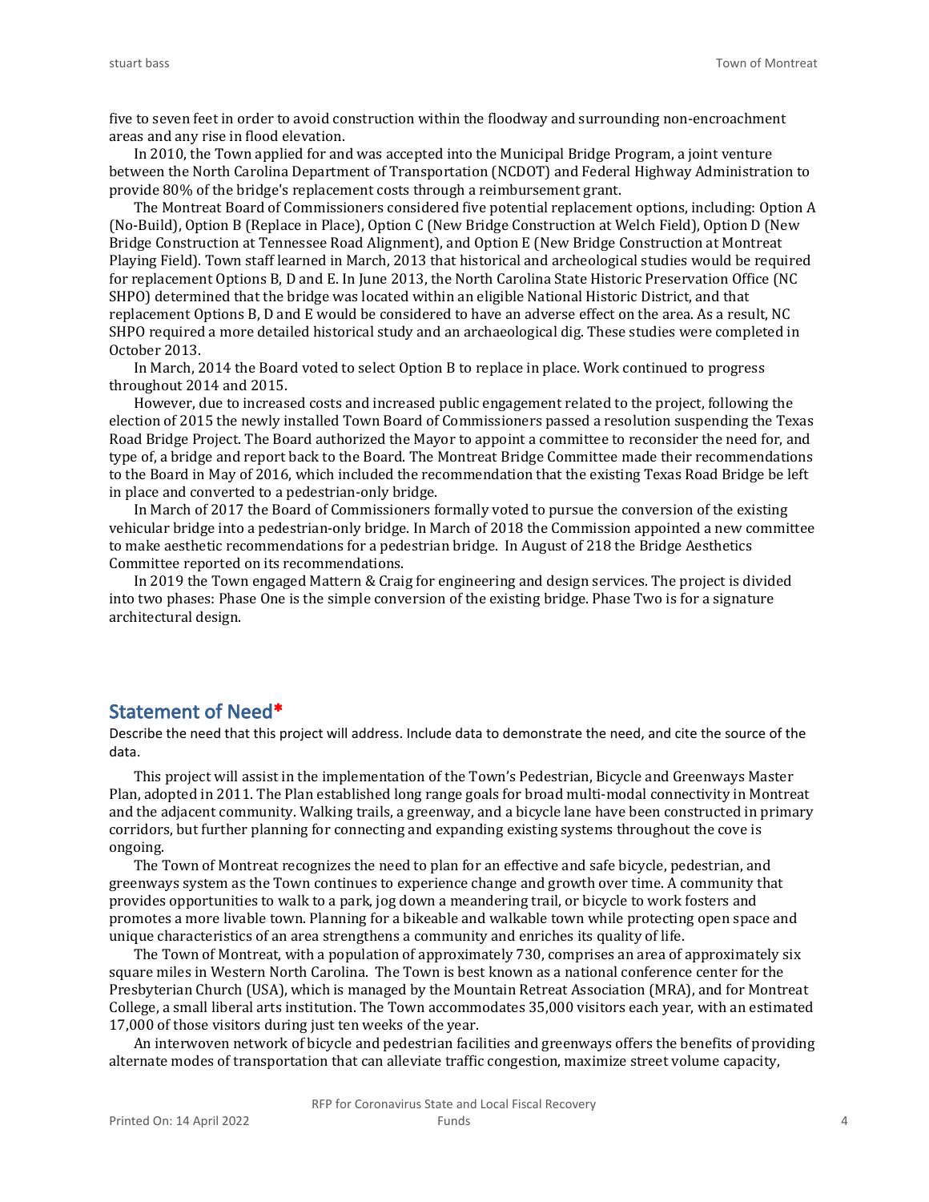five to seven feet in order to avoid construction within the floodway and surrounding non-encroachment areas and any rise in flood elevation.

In 2010, the Town applied for and was accepted into the Municipal Bridge Program, a joint venture between the North Carolina Department of Transportation (NCDOT) and Federal Highway Administration to provide 80% of the bridge's replacement costs through a reimbursement grant.

The Montreat Board of Commissioners considered five potential replacement options, including: Option A (No-Build), Option B (Replace in Place), Option C (New Bridge Construction at Welch Field), Option D (New Bridge Construction at Tennessee Road Alignment), and Option E (New Bridge Construction at Montreat Playing Field). Town staff learned in March, 2013 that historical and archeological studies would be required for replacement Options B, D and E. In June 2013, the North Carolina State Historic Preservation Office (NC SHPO) determined that the bridge was located within an eligible National Historic District, and that replacement Options B, D and E would be considered to have an adverse effect on the area. As a result, NC SHPO required a more detailed historical study and an archaeological dig. These studies were completed in October 2013.

In March, 2014 the Board voted to select Option B to replace in place. Work continued to progress throughout 2014 and 2015.

However, due to increased costs and increased public engagement related to the project, following the election of 2015 the newly installed Town Board of Commissioners passed a resolution suspending the Texas Road Bridge Project. The Board authorized the Mayor to appoint a committee to reconsider the need for, and type of, a bridge and report back to the Board. The Montreat Bridge Committee made their recommendations to the Board in May of 2016, which included the recommendation that the existing Texas Road Bridge be left in place and converted to a pedestrian-only bridge.

In March of 2017 the Board of Commissioners formally voted to pursue the conversion of the existing vehicular bridge into a pedestrian-only bridge. In March of 2018 the Commission appointed a new committee to make aesthetic recommendations for a pedestrian bridge. In August of 218 the Bridge Aesthetics Committee reported on its recommendations.

In 2019 the Town engaged Mattern & Craig for engineering and design services. The project is divided into two phases: Phase One is the simple conversion of the existing bridge. Phase Two is for a signature architectural design.

## Statement of Need*

Describe the need that this project will address. Include data to demonstrate the need, and cite the source of the data.

This project will assist in the implementation of the Town's Pedestrian, Bicycle and Greenways Master Plan, adopted in 2011. The Plan established long range goals for broad multi-modal connectivity in Montreat and the adjacent community. Walking trails, a greenway, and a bicycle lane have been constructed in primary corridors, but further planning for connecting and expanding existing systems throughout the cove is ongoing.

The Town of Montreat recognizes the need to plan for an effective and safe bicycle, pedestrian, and greenways system as the Town continues to experience change and growth over time. A community that provides opportunities to walk to a park, jog down a meandering trail, or bicycle to work fosters and promotes a more livable town. Planning for a bikeable and walkable town while protecting open space and unique characteristics of an area strengthens a community and enriches its quality of life.

The Town of Montreat, with a population of approximately 730, comprises an area of approximately six square miles in Western North Carolina. The Town is best known as a national conference center for the Presbyterian Church (USA), which is managed by the Mountain Retreat Association (MRA), and for Montreat College, a small liberal arts institution. The Town accommodates 35,000 visitors each year, with an estimated 17,000 of those visitors during just ten weeks of the year.

An interwoven network of bicycle and pedestrian facilities and greenways offers the benefits of providing alternate modes of transportation that can alleviate traffic congestion, maximize street volume capacity,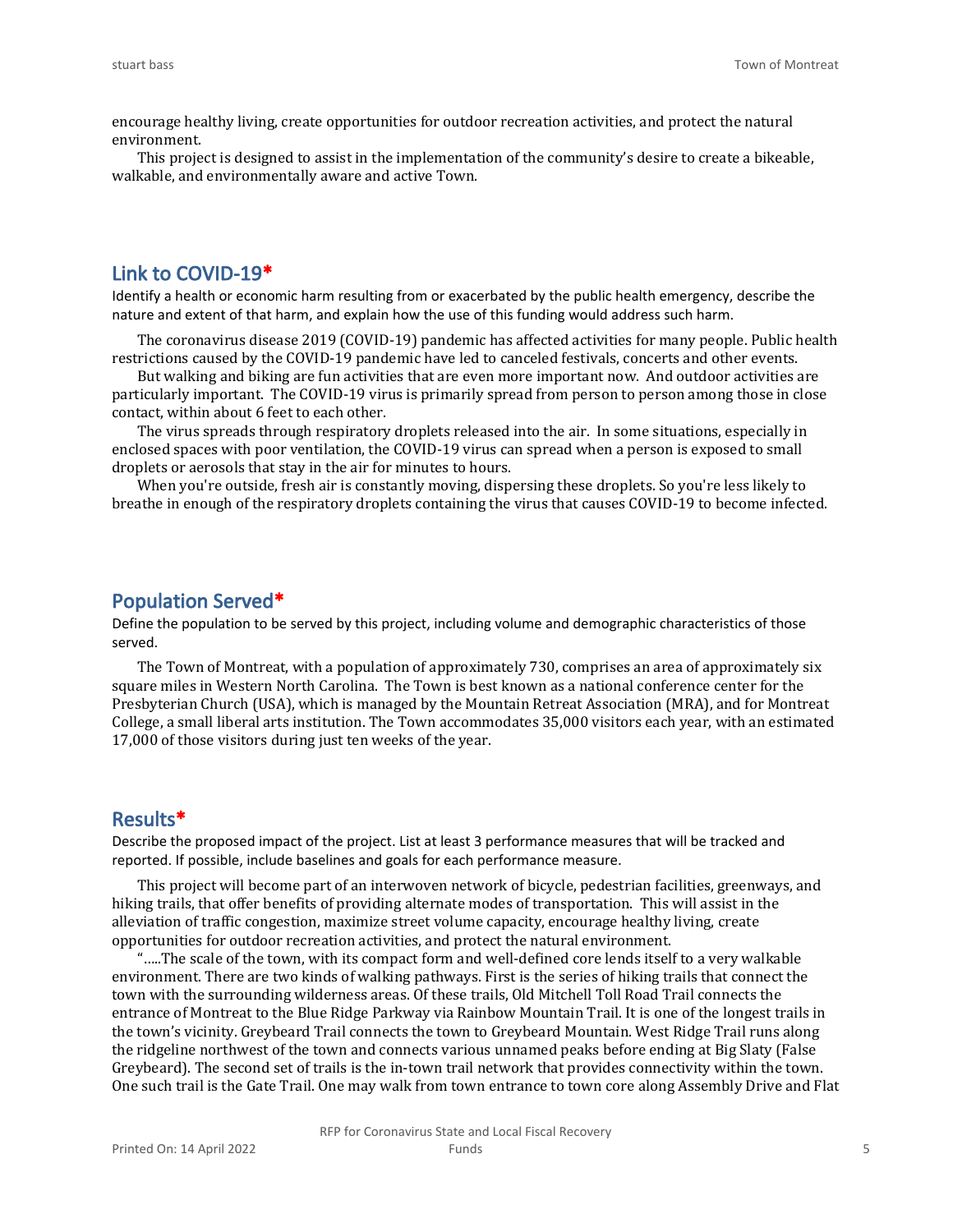encourage healthy living, create opportunities for outdoor recreation activities, and protect the natural environment.

This project is designed to assist in the implementation of the community's desire to create a bikeable, walkable, and environmentally aware and active Town.

## Link to COVID-19*

Identify a health or economic harm resulting from or exacerbated by the public health emergency, describe the nature and extent of that harm, and explain how the use of this funding would address such harm.

The coronavirus disease 2019 (COVID-19) pandemic has affected activities for many people. Public health restrictions caused by the COVID-19 pandemic have led to canceled festivals, concerts and other events.

But walking and biking are fun activities that are even more important now. And outdoor activities are particularly important. The COVID-19 virus is primarily spread from person to person among those in close contact, within about 6 feet to each other.

The virus spreads through respiratory droplets released into the air. In some situations, especially in enclosed spaces with poor ventilation, the COVID-19 virus can spread when a person is exposed to small droplets or aerosols that stay in the air for minutes to hours.

When you're outside, fresh air is constantly moving, dispersing these droplets. So you're less likely to breathe in enough of the respiratory droplets containing the virus that causes COVID-19 to become infected.

## Population Served*

Define the population to be served by this project, including volume and demographic characteristics of those served.

The Town of Montreat, with a population of approximately 730, comprises an area of approximately six square miles in Western North Carolina. The Town is best known as a national conference center for the Presbyterian Church (USA), which is managed by the Mountain Retreat Association (MRA), and for Montreat College, a small liberal arts institution. The Town accommodates 35,000 visitors each year, with an estimated 17,000 of those visitors during just ten weeks of the year.

## Results*

Describe the proposed impact of the project. List at least 3 performance measures that will be tracked and reported. If possible, include baselines and goals for each performance measure.

This project will become part of an interwoven network of bicycle, pedestrian facilities, greenways, and hiking trails, that offer benefits of providing alternate modes of transportation. This will assist in the alleviation of traffic congestion, maximize street volume capacity, encourage healthy living, create opportunities for outdoor recreation activities, and protect the natural environment.

".....The scale of the town, with its compact form and well-defined core lends itself to a very walkable environment. There are two kinds of walking pathways. First is the series of hiking trails that connect the town with the surrounding wilderness areas. Of these trails, Old Mitchell Toll Road Trail connects the entrance of Montreat to the Blue Ridge Parkway via Rainbow Mountain Trail. It is one of the longest trails in the town's vicinity. Greybeard Trail connects the town to Greybeard Mountain. West Ridge Trail runs along the ridgeline northwest of the town and connects various unnamed peaks before ending at Big Slaty (False Greybeard). The second set of trails is the in-town trail network that provides connectivity within the town. One such trail is the Gate Trail. One may walk from town entrance to town core along Assembly Drive and Flat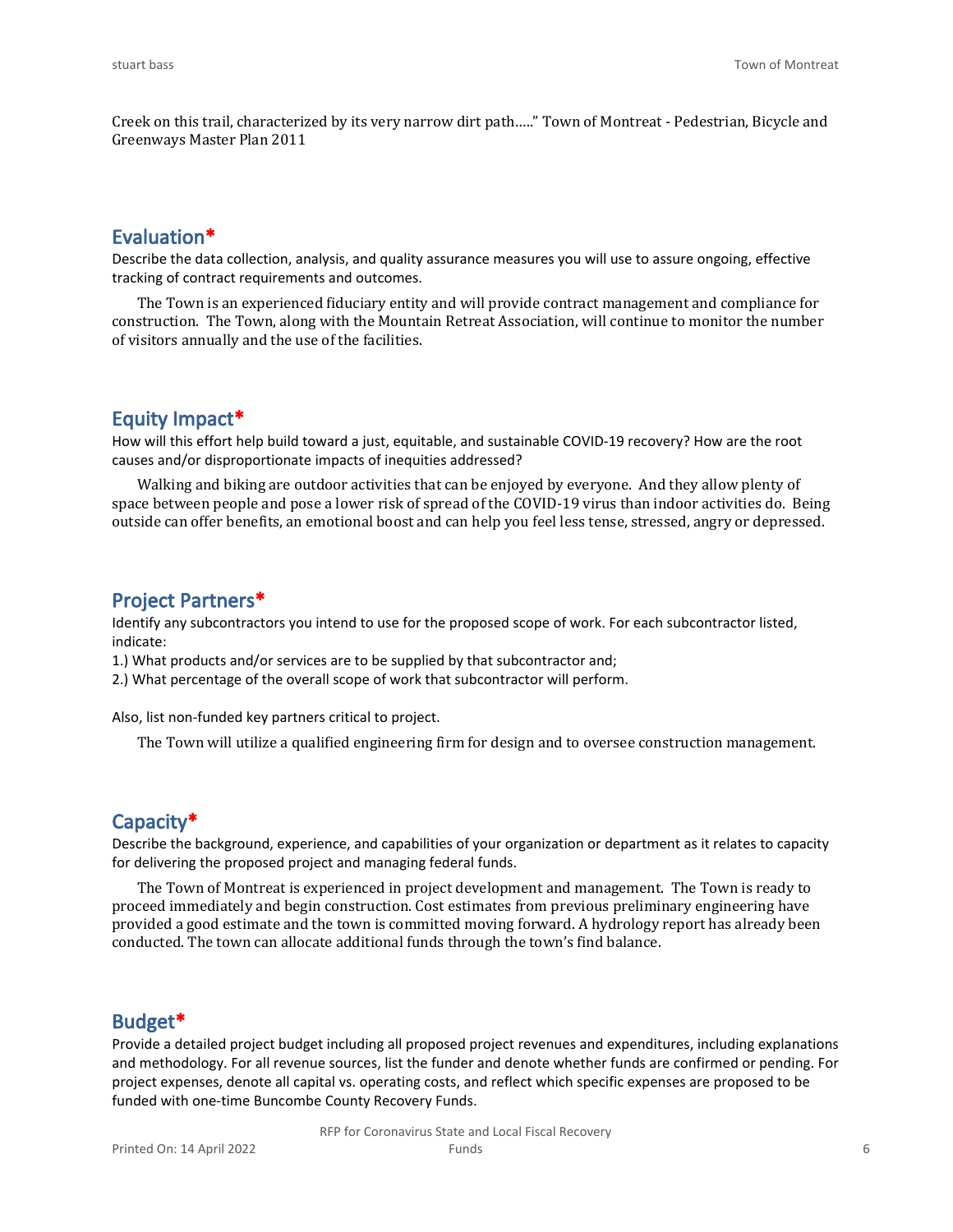Creek on this trail, characterized by its very narrow dirt path….." Town of Montreat - Pedestrian, Bicycle and Greenways Master Plan 2011

## Evaluation*

Describe the data collection, analysis, and quality assurance measures you will use to assure ongoing, effective tracking of contract requirements and outcomes.

The Town is an experienced fiduciary entity and will provide contract management and compliance for construction. The Town, along with the Mountain Retreat Association, will continue to monitor the number of visitors annually and the use of the facilities.

## Equity Impact*

How will this effort help build toward a just, equitable, and sustainable COVID-19 recovery? How are the root causes and/or disproportionate impacts of inequities addressed?

Walking and biking are outdoor activities that can be enjoyed by everyone. And they allow plenty of space between people and pose a lower risk of spread of the COVID-19 virus than indoor activities do. Being outside can offer benefits, an emotional boost and can help you feel less tense, stressed, angry or depressed.

## Project Partners*

Identify any subcontractors you intend to use for the proposed scope of work. For each subcontractor listed, indicate:

1.) What products and/or services are to be supplied by that subcontractor and;

2.) What percentage of the overall scope of work that subcontractor will perform.

Also, list non-funded key partners critical to project.

The Town will utilize a qualified engineering firm for design and to oversee construction management.

## Capacity*

Describe the background, experience, and capabilities of your organization or department as it relates to capacity for delivering the proposed project and managing federal funds.

The Town of Montreat is experienced in project development and management. The Town is ready to proceed immediately and begin construction. Cost estimates from previous preliminary engineering have provided a good estimate and the town is committed moving forward. A hydrology report has already been conducted. The town can allocate additional funds through the town's find balance.

## Budget*

Provide a detailed project budget including all proposed project revenues and expenditures, including explanations and methodology. For all revenue sources, list the funder and denote whether funds are confirmed or pending. For project expenses, denote all capital vs. operating costs, and reflect which specific expenses are proposed to be funded with one-time Buncombe County Recovery Funds.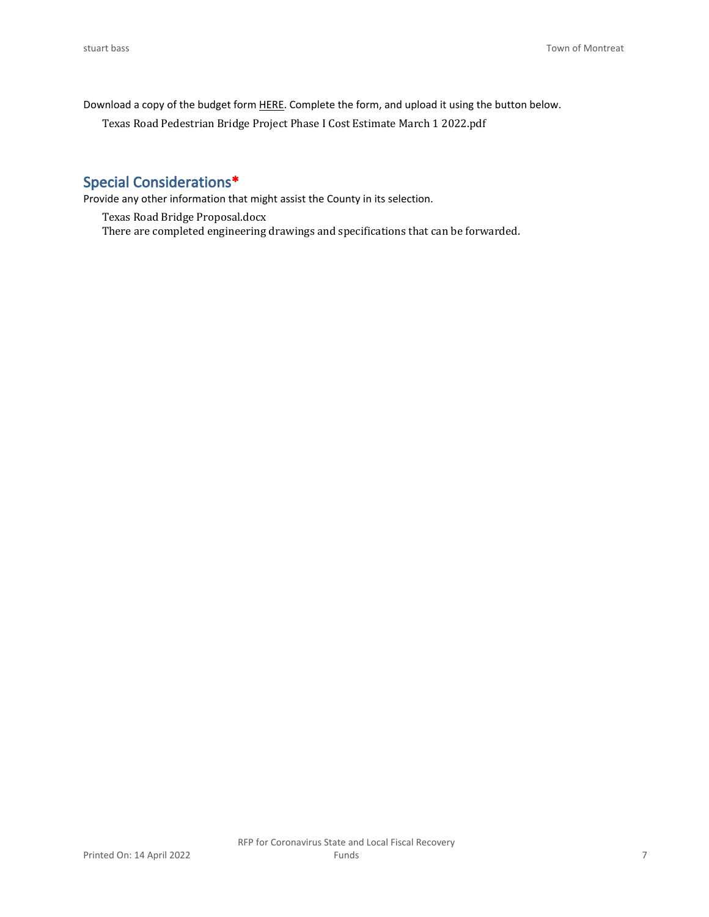Download a copy of the budget form HERE. Complete the form, and upload it using the button below.

Texas Road Pedestrian Bridge Project Phase I Cost Estimate March 1 2022.pdf

## Special Considerations*

Provide any other information that might assist the County in its selection.

Texas Road Bridge Proposal.docx
There are completed engineering drawings and specifications that can be forwarded.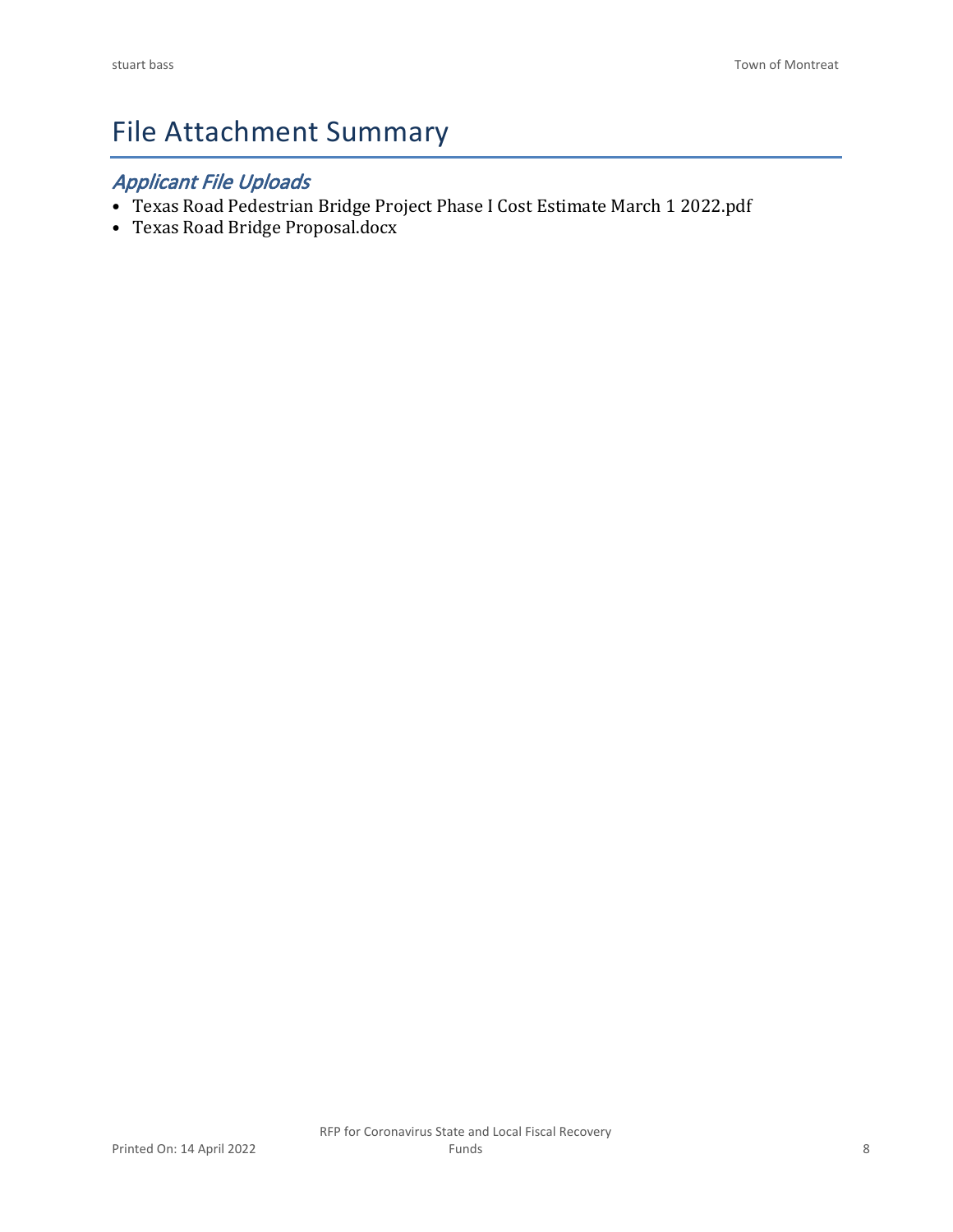# File Attachment Summary

## *Applicant File Uploads*

- Texas Road Pedestrian Bridge Project Phase I Cost Estimate March 1 2022.pdf
- Texas Road Bridge Proposal.docx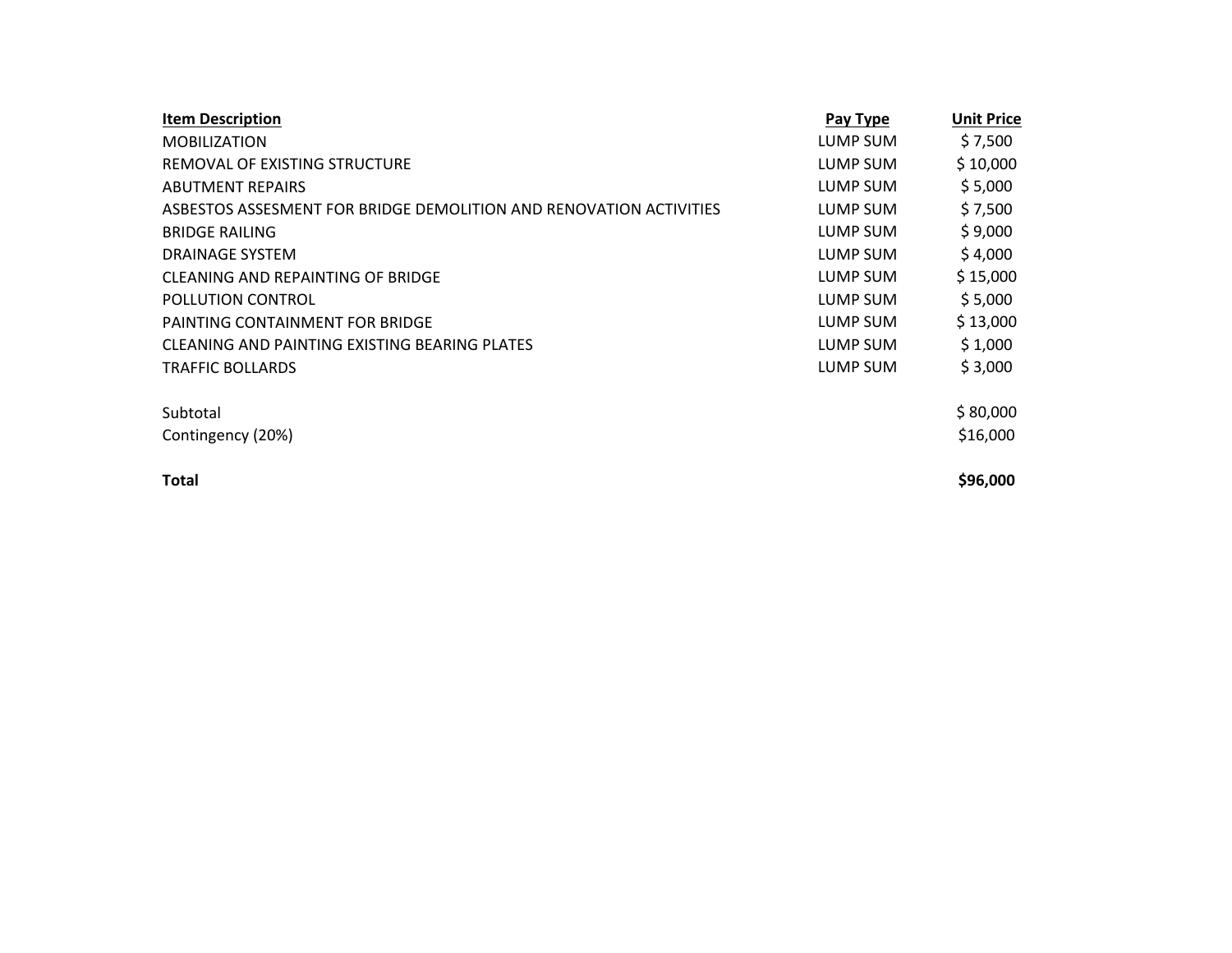| Item Description | Pay Type | Unit Price |
|---|---|---|
| MOBILIZATION | LUMP SUM | $ 7,500 |
| REMOVAL OF EXISTING STRUCTURE | LUMP SUM | $ 10,000 |
| ABUTMENT REPAIRS | LUMP SUM | $ 5,000 |
| ASBESTOS ASSESMENT FOR BRIDGE DEMOLITION AND RENOVATION ACTIVITIES | LUMP SUM | $ 7,500 |
| BRIDGE RAILING | LUMP SUM | $ 9,000 |
| DRAINAGE SYSTEM | LUMP SUM | $ 4,000 |
| CLEANING AND REPAINTING OF BRIDGE | LUMP SUM | $ 15,000 |
| POLLUTION CONTROL | LUMP SUM | $ 5,000 |
| PAINTING CONTAINMENT FOR BRIDGE | LUMP SUM | $ 13,000 |
| CLEANING AND PAINTING EXISTING BEARING PLATES | LUMP SUM | $ 1,000 |
| TRAFFIC BOLLARDS | LUMP SUM | $ 3,000 |
| | | |
| Subtotal | | $ 80,000 |
| Contingency (20%) | | $16,000 |
| | | |
| **Total** | | **$96,000** |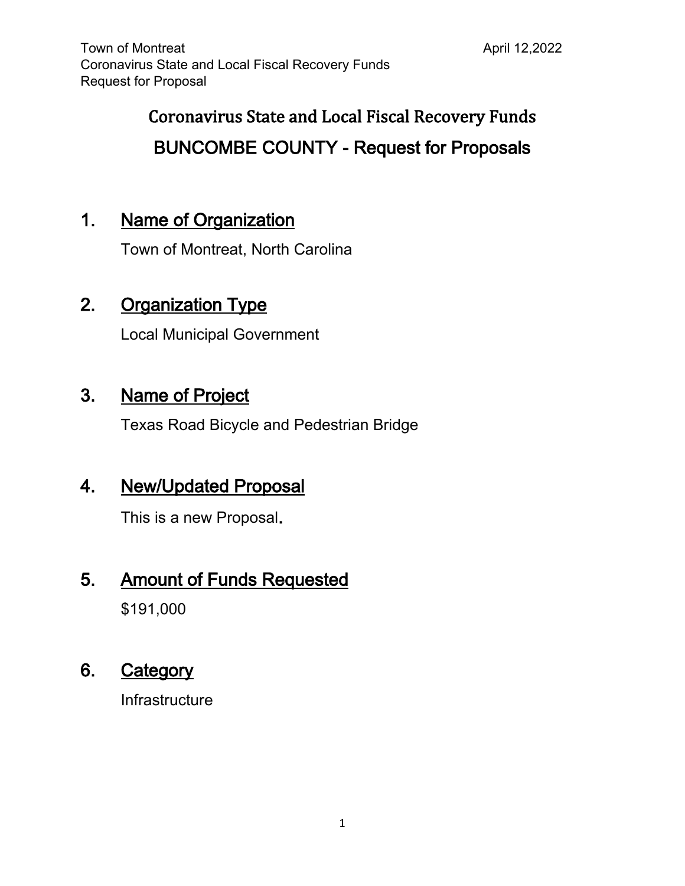# Coronavirus State and Local Fiscal Recovery Funds

# BUNCOMBE COUNTY - Request for Proposals

## 1. Name of Organization

Town of Montreat, North Carolina

## 2. Organization Type

Local Municipal Government

## 3. Name of Project

Texas Road Bicycle and Pedestrian Bridge

## 4. New/Updated Proposal

This is a new Proposal.

## 5. Amount of Funds Requested

$191,000

## 6. Category

Infrastructure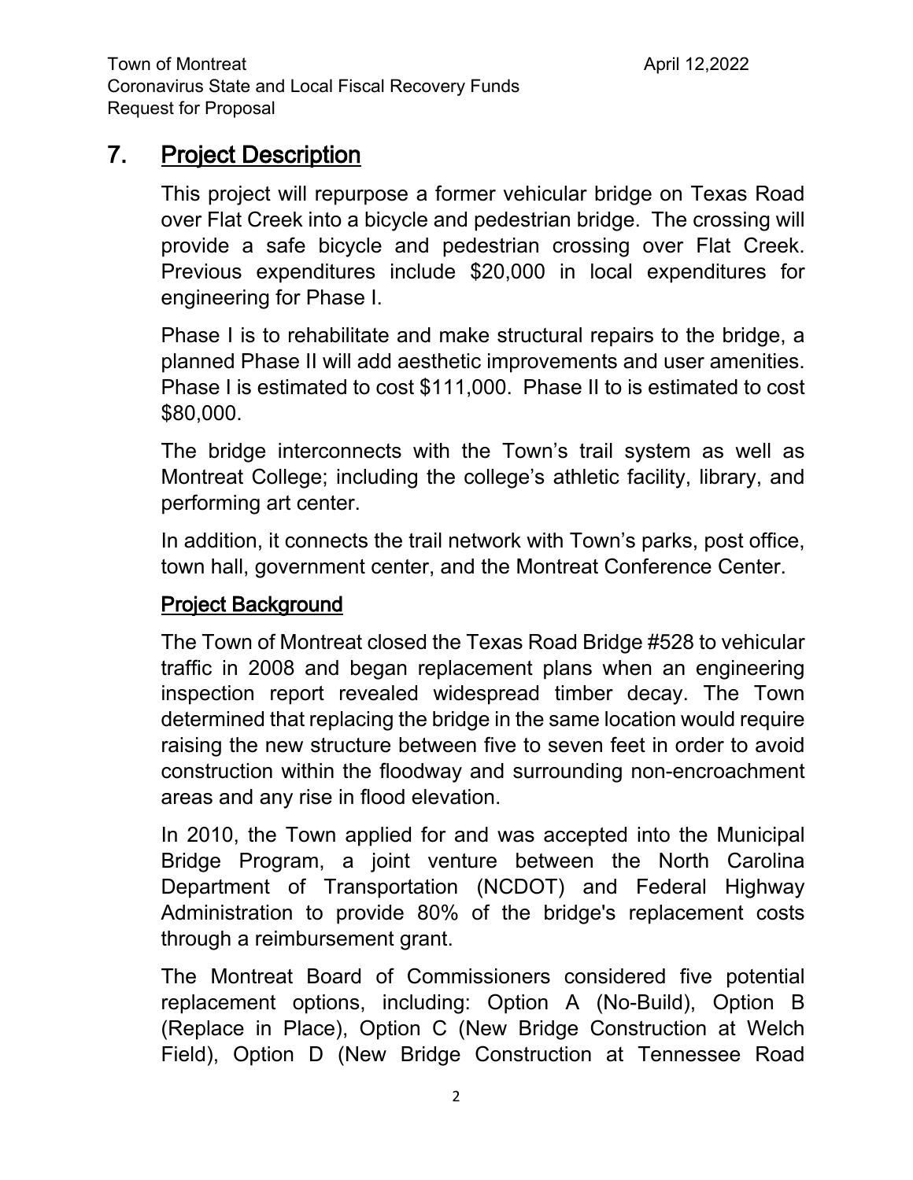## 7. Project Description

This project will repurpose a former vehicular bridge on Texas Road over Flat Creek into a bicycle and pedestrian bridge. The crossing will provide a safe bicycle and pedestrian crossing over Flat Creek. Previous expenditures include $20,000 in local expenditures for engineering for Phase I.

Phase I is to rehabilitate and make structural repairs to the bridge, a planned Phase II will add aesthetic improvements and user amenities. Phase I is estimated to cost $111,000. Phase II to is estimated to cost $80,000.

The bridge interconnects with the Town's trail system as well as Montreat College; including the college's athletic facility, library, and performing art center.

In addition, it connects the trail network with Town's parks, post office, town hall, government center, and the Montreat Conference Center.

### Project Background

The Town of Montreat closed the Texas Road Bridge #528 to vehicular traffic in 2008 and began replacement plans when an engineering inspection report revealed widespread timber decay. The Town determined that replacing the bridge in the same location would require raising the new structure between five to seven feet in order to avoid construction within the floodway and surrounding non-encroachment areas and any rise in flood elevation.

In 2010, the Town applied for and was accepted into the Municipal Bridge Program, a joint venture between the North Carolina Department of Transportation (NCDOT) and Federal Highway Administration to provide 80% of the bridge's replacement costs through a reimbursement grant.

The Montreat Board of Commissioners considered five potential replacement options, including: Option A (No-Build), Option B (Replace in Place), Option C (New Bridge Construction at Welch Field), Option D (New Bridge Construction at Tennessee Road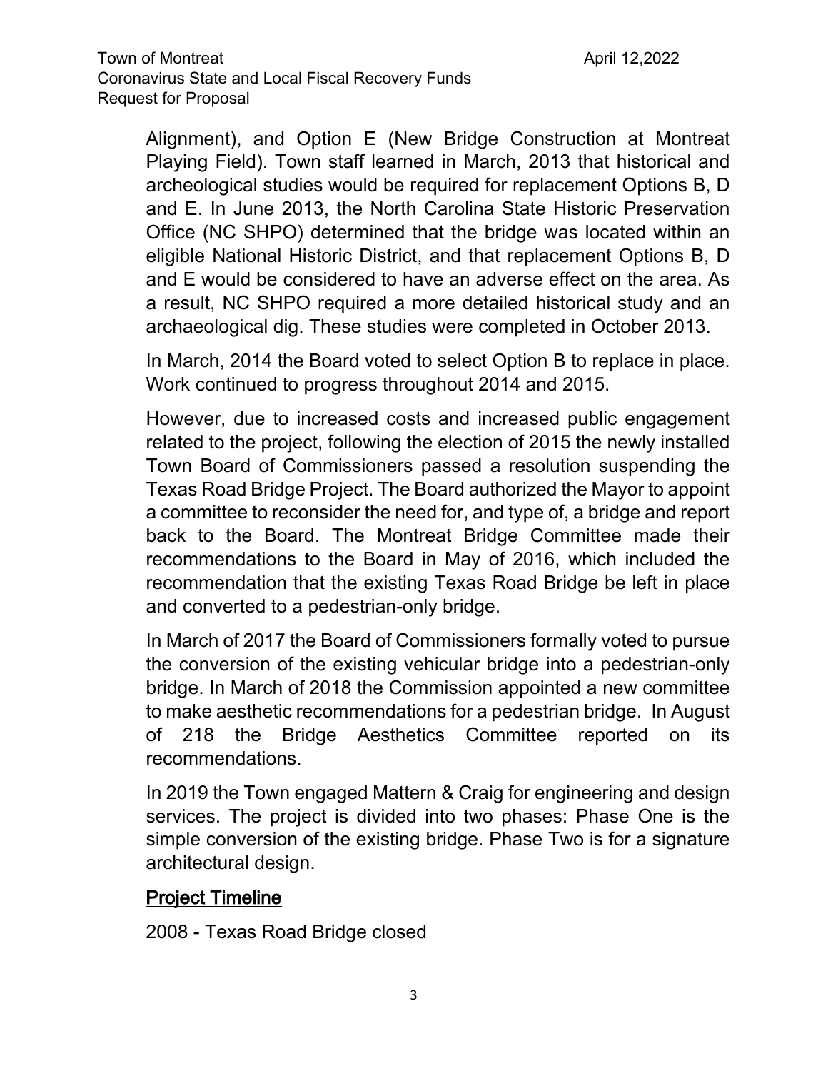Alignment), and Option E (New Bridge Construction at Montreat Playing Field). Town staff learned in March, 2013 that historical and archeological studies would be required for replacement Options B, D and E. In June 2013, the North Carolina State Historic Preservation Office (NC SHPO) determined that the bridge was located within an eligible National Historic District, and that replacement Options B, D and E would be considered to have an adverse effect on the area. As a result, NC SHPO required a more detailed historical study and an archaeological dig. These studies were completed in October 2013.

In March, 2014 the Board voted to select Option B to replace in place. Work continued to progress throughout 2014 and 2015.

However, due to increased costs and increased public engagement related to the project, following the election of 2015 the newly installed Town Board of Commissioners passed a resolution suspending the Texas Road Bridge Project. The Board authorized the Mayor to appoint a committee to reconsider the need for, and type of, a bridge and report back to the Board. The Montreat Bridge Committee made their recommendations to the Board in May of 2016, which included the recommendation that the existing Texas Road Bridge be left in place and converted to a pedestrian-only bridge.

In March of 2017 the Board of Commissioners formally voted to pursue the conversion of the existing vehicular bridge into a pedestrian-only bridge. In March of 2018 the Commission appointed a new committee to make aesthetic recommendations for a pedestrian bridge. In August of 218 the Bridge Aesthetics Committee reported on its recommendations.

In 2019 the Town engaged Mattern & Craig for engineering and design services. The project is divided into two phases: Phase One is the simple conversion of the existing bridge. Phase Two is for a signature architectural design.

## Project Timeline

2008 - Texas Road Bridge closed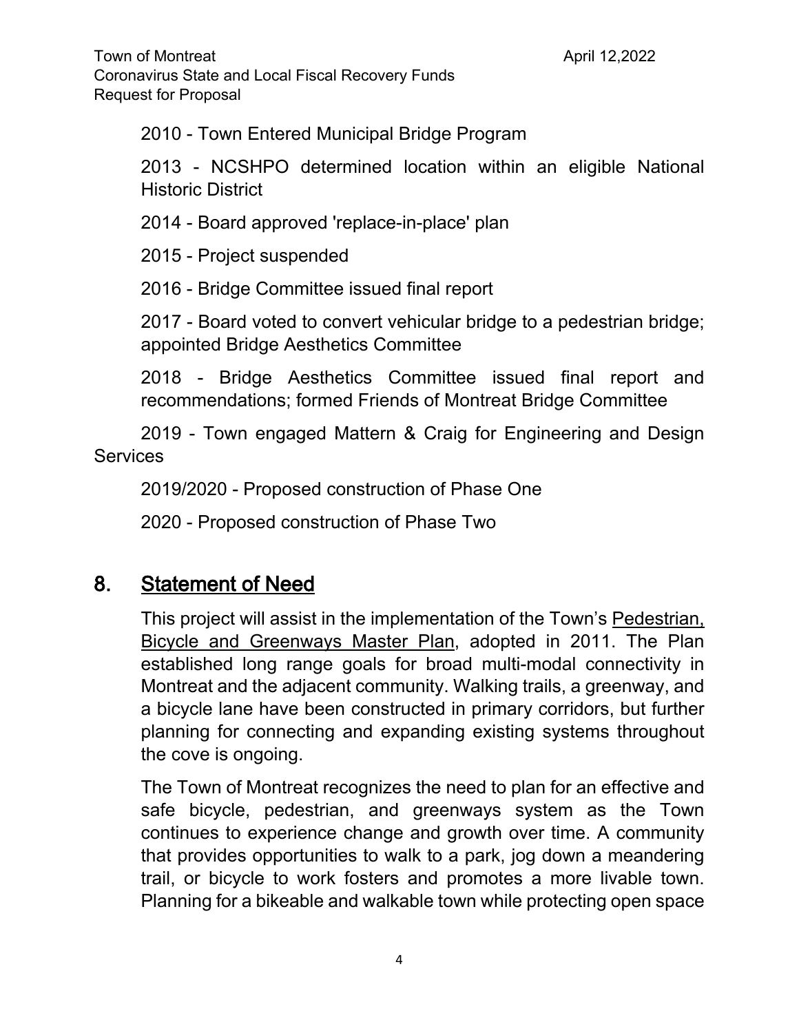2010 - Town Entered Municipal Bridge Program

2013 - NCSHPO determined location within an eligible National Historic District

2014 - Board approved 'replace-in-place' plan

2015 - Project suspended

2016 - Bridge Committee issued final report

2017 - Board voted to convert vehicular bridge to a pedestrian bridge; appointed Bridge Aesthetics Committee

2018 - Bridge Aesthetics Committee issued final report and recommendations; formed Friends of Montreat Bridge Committee

2019 - Town engaged Mattern & Craig for Engineering and Design Services

2019/2020 - Proposed construction of Phase One

2020 - Proposed construction of Phase Two

## 8. Statement of Need

This project will assist in the implementation of the Town's Pedestrian, Bicycle and Greenways Master Plan, adopted in 2011. The Plan established long range goals for broad multi-modal connectivity in Montreat and the adjacent community. Walking trails, a greenway, and a bicycle lane have been constructed in primary corridors, but further planning for connecting and expanding existing systems throughout the cove is ongoing.

The Town of Montreat recognizes the need to plan for an effective and safe bicycle, pedestrian, and greenways system as the Town continues to experience change and growth over time. A community that provides opportunities to walk to a park, jog down a meandering trail, or bicycle to work fosters and promotes a more livable town. Planning for a bikeable and walkable town while protecting open space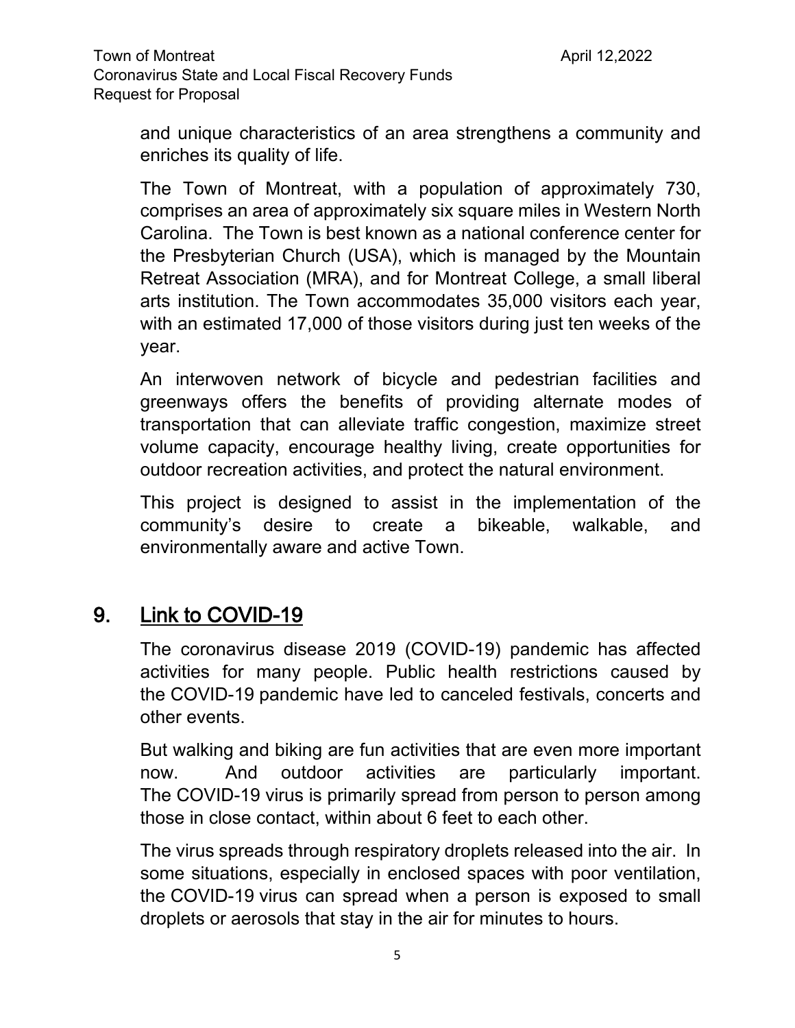and unique characteristics of an area strengthens a community and enriches its quality of life.

The Town of Montreat, with a population of approximately 730, comprises an area of approximately six square miles in Western North Carolina. The Town is best known as a national conference center for the Presbyterian Church (USA), which is managed by the Mountain Retreat Association (MRA), and for Montreat College, a small liberal arts institution. The Town accommodates 35,000 visitors each year, with an estimated 17,000 of those visitors during just ten weeks of the year.

An interwoven network of bicycle and pedestrian facilities and greenways offers the benefits of providing alternate modes of transportation that can alleviate traffic congestion, maximize street volume capacity, encourage healthy living, create opportunities for outdoor recreation activities, and protect the natural environment.

This project is designed to assist in the implementation of the community's desire to create a bikeable, walkable, and environmentally aware and active Town.

## 9. Link to COVID-19

The coronavirus disease 2019 (COVID-19) pandemic has affected activities for many people. Public health restrictions caused by the COVID-19 pandemic have led to canceled festivals, concerts and other events.

But walking and biking are fun activities that are even more important now. And outdoor activities are particularly important. The COVID-19 virus is primarily spread from person to person among those in close contact, within about 6 feet to each other.

The virus spreads through respiratory droplets released into the air. In some situations, especially in enclosed spaces with poor ventilation, the COVID-19 virus can spread when a person is exposed to small droplets or aerosols that stay in the air for minutes to hours.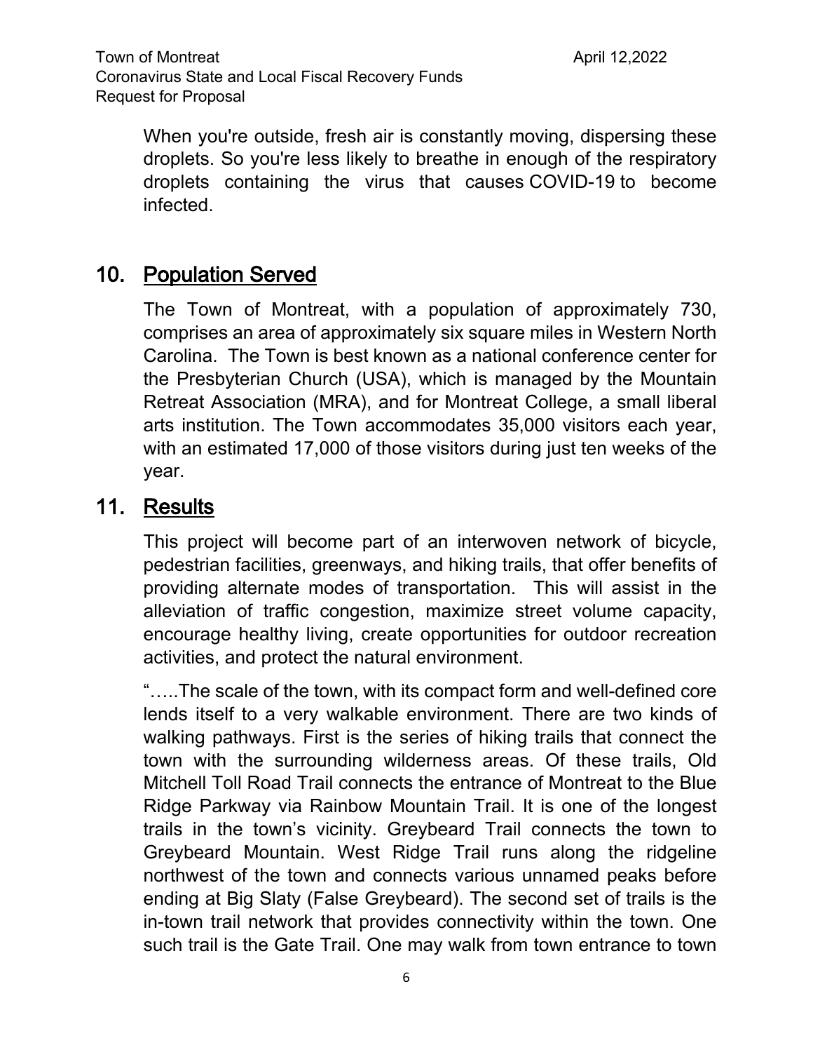When you're outside, fresh air is constantly moving, dispersing these droplets. So you're less likely to breathe in enough of the respiratory droplets containing the virus that causes COVID-19 to become infected.

## 10. Population Served

The Town of Montreat, with a population of approximately 730, comprises an area of approximately six square miles in Western North Carolina. The Town is best known as a national conference center for the Presbyterian Church (USA), which is managed by the Mountain Retreat Association (MRA), and for Montreat College, a small liberal arts institution. The Town accommodates 35,000 visitors each year, with an estimated 17,000 of those visitors during just ten weeks of the year.

## 11. Results

This project will become part of an interwoven network of bicycle, pedestrian facilities, greenways, and hiking trails, that offer benefits of providing alternate modes of transportation. This will assist in the alleviation of traffic congestion, maximize street volume capacity, encourage healthy living, create opportunities for outdoor recreation activities, and protect the natural environment.

"…..The scale of the town, with its compact form and well-defined core lends itself to a very walkable environment. There are two kinds of walking pathways. First is the series of hiking trails that connect the town with the surrounding wilderness areas. Of these trails, Old Mitchell Toll Road Trail connects the entrance of Montreat to the Blue Ridge Parkway via Rainbow Mountain Trail. It is one of the longest trails in the town's vicinity. Greybeard Trail connects the town to Greybeard Mountain. West Ridge Trail runs along the ridgeline northwest of the town and connects various unnamed peaks before ending at Big Slaty (False Greybeard). The second set of trails is the in-town trail network that provides connectivity within the town. One such trail is the Gate Trail. One may walk from town entrance to town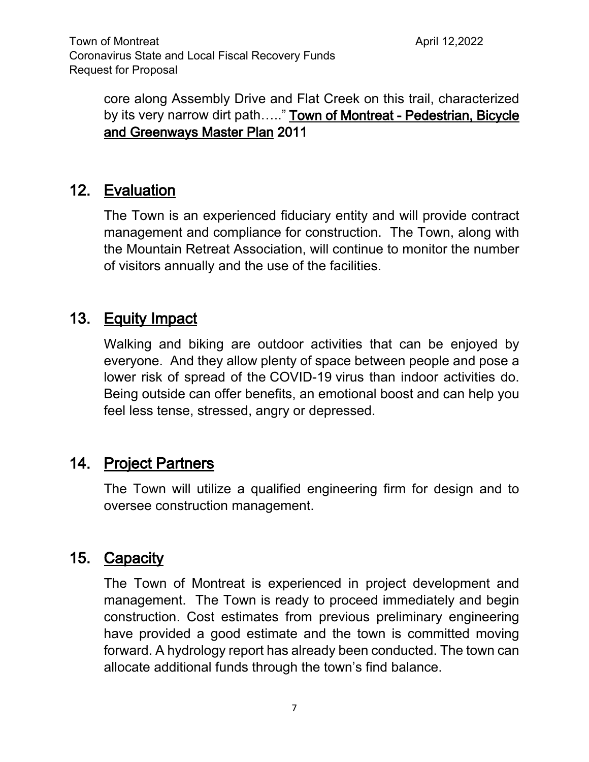core along Assembly Drive and Flat Creek on this trail, characterized by its very narrow dirt path….." **Town of Montreat - Pedestrian, Bicycle and Greenways Master Plan 2011**

## 12. Evaluation

The Town is an experienced fiduciary entity and will provide contract management and compliance for construction. The Town, along with the Mountain Retreat Association, will continue to monitor the number of visitors annually and the use of the facilities.

## 13. Equity Impact

Walking and biking are outdoor activities that can be enjoyed by everyone. And they allow plenty of space between people and pose a lower risk of spread of the COVID-19 virus than indoor activities do. Being outside can offer benefits, an emotional boost and can help you feel less tense, stressed, angry or depressed.

## 14. Project Partners

The Town will utilize a qualified engineering firm for design and to oversee construction management.

## 15. Capacity

The Town of Montreat is experienced in project development and management. The Town is ready to proceed immediately and begin construction. Cost estimates from previous preliminary engineering have provided a good estimate and the town is committed moving forward. A hydrology report has already been conducted. The town can allocate additional funds through the town's find balance.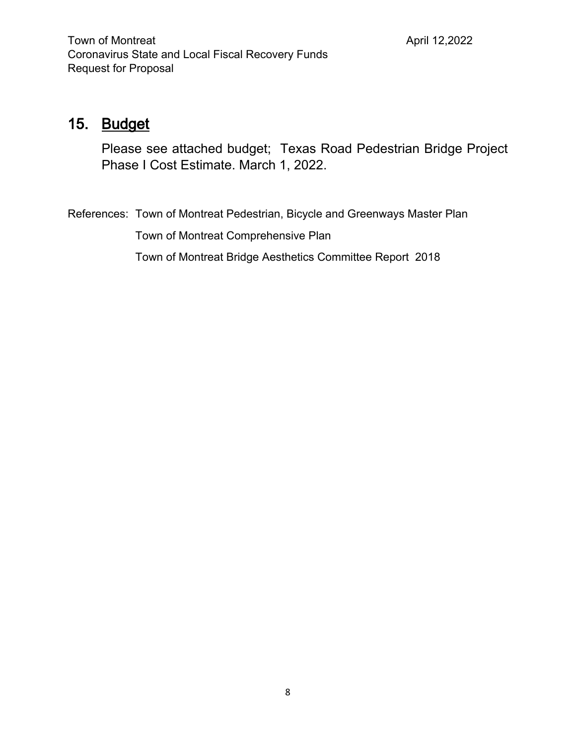## 15. Budget

Please see attached budget;  Texas Road Pedestrian Bridge Project Phase I Cost Estimate. March 1, 2022.

References: Town of Montreat Pedestrian, Bicycle and Greenways Master Plan

Town of Montreat Comprehensive Plan

Town of Montreat Bridge Aesthetics Committee Report  2018